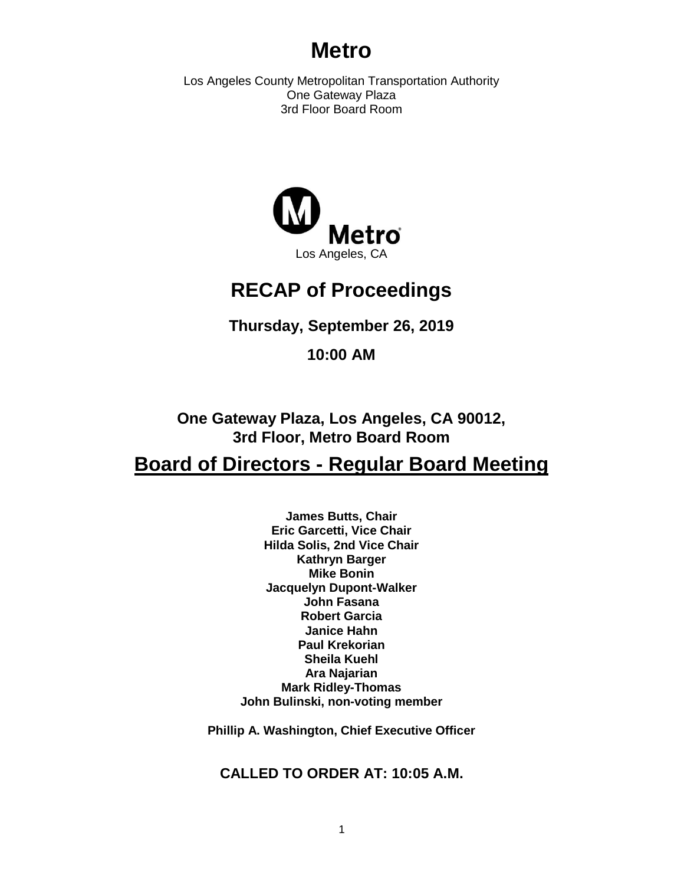# Metro

Los Angeles County Metropolitan Transportation Authority
One Gateway Plaza
3rd Floor Board Room

Metro
Los Angeles, CA

## RECAP of Proceedings

**Thursday, September 26, 2019**

**10:00 AM**

**One Gateway Plaza, Los Angeles, CA 90012,**
**3rd Floor, Metro Board Room**

## Board of Directors - Regular Board Meeting

**James Butts, Chair**
**Eric Garcetti, Vice Chair**
**Hilda Solis, 2nd Vice Chair**
**Kathryn Barger**
**Mike Bonin**
**Jacquelyn Dupont-Walker**
**John Fasana**
**Robert Garcia**
**Janice Hahn**
**Paul Krekorian**
**Sheila Kuehl**
**Ara Najarian**
**Mark Ridley-Thomas**
**John Bulinski, non-voting member**

**Phillip A. Washington, Chief Executive Officer**

**CALLED TO ORDER AT: 10:05 A.M.**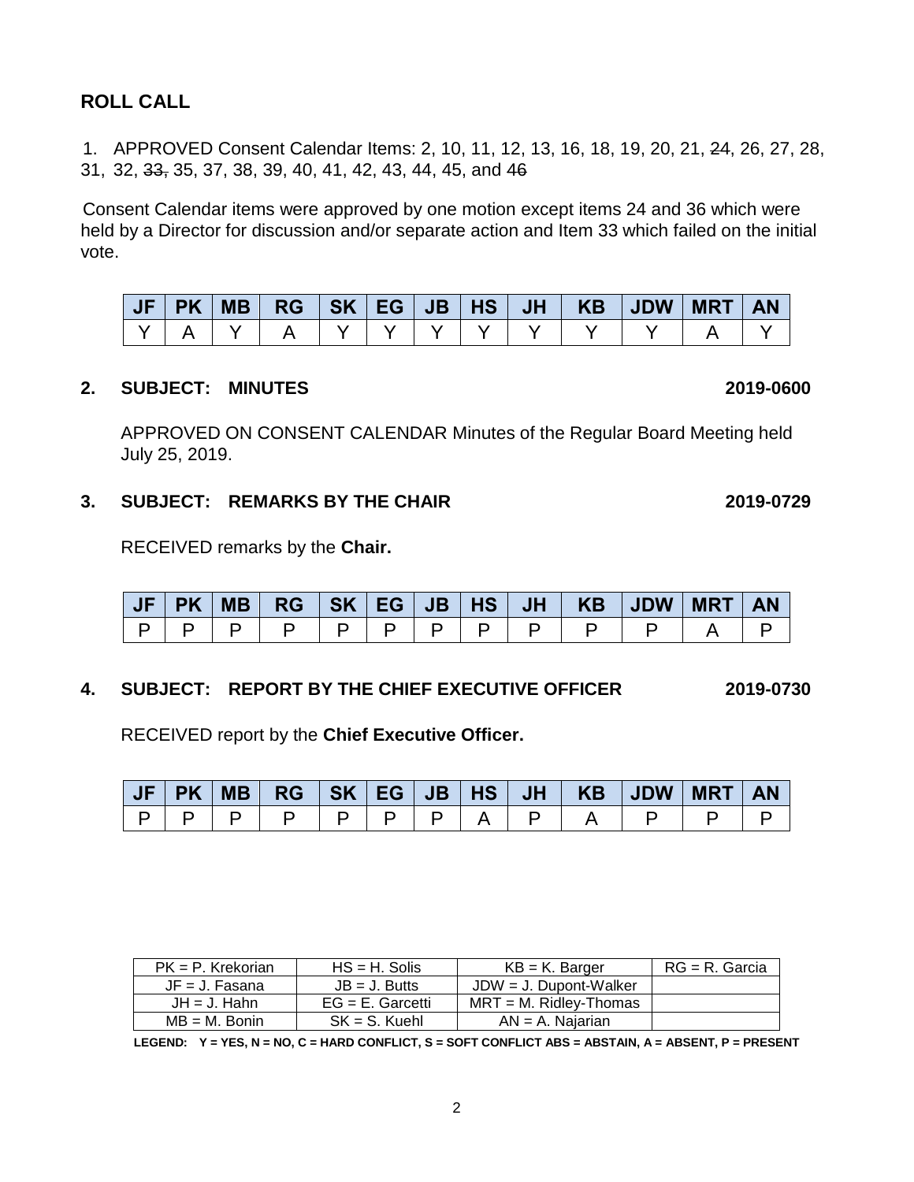## ROLL CALL

1. APPROVED Consent Calendar Items: 2, 10, 11, 12, 13, 16, 18, 19, 20, 21, ~~24~~, 26, 27, 28, 31, 32, ~~33,~~ 35, 37, 38, 39, 40, 41, 42, 43, 44, 45, and ~~46~~

Consent Calendar items were approved by one motion except items 24 and 36 which were held by a Director for discussion and/or separate action and Item 33 which failed on the initial vote.

| JF | PK | MB | RG | SK | EG | JB | HS | JH | KB | JDW | MRT | AN |
|---|---|---|---|---|---|---|---|---|---|---|---|---|
| Y | A | Y | A | Y | Y | Y | Y | Y | Y | Y | A | Y |

**2. SUBJECT: MINUTES** **2019-0600**

APPROVED ON CONSENT CALENDAR Minutes of the Regular Board Meeting held July 25, 2019.

**3. SUBJECT: REMARKS BY THE CHAIR** **2019-0729**

RECEIVED remarks by the **Chair.**

| JF | PK | MB | RG | SK | EG | JB | HS | JH | KB | JDW | MRT | AN |
|---|---|---|---|---|---|---|---|---|---|---|---|---|
| P | P | P | P | P | P | P | P | P | P | P | A | P |

**4. SUBJECT: REPORT BY THE CHIEF EXECUTIVE OFFICER** **2019-0730**

RECEIVED report by the **Chief Executive Officer.**

| JF | PK | MB | RG | SK | EG | JB | HS | JH | KB | JDW | MRT | AN |
|---|---|---|---|---|---|---|---|---|---|---|---|---|
| P | P | P | P | P | P | P | A | P | A | P | P | P |

| PK = P. Krekorian | HS = H. Solis | KB = K. Barger | RG = R. Garcia |
|---|---|---|---|
| JF = J. Fasana | JB = J. Butts | JDW = J. Dupont-Walker | |
| JH = J. Hahn | EG = E. Garcetti | MRT = M. Ridley-Thomas | |
| MB = M. Bonin | SK = S. Kuehl | AN = A. Najarian | |

**LEGEND: Y = YES, N = NO, C = HARD CONFLICT, S = SOFT CONFLICT ABS = ABSTAIN, A = ABSENT, P = PRESENT**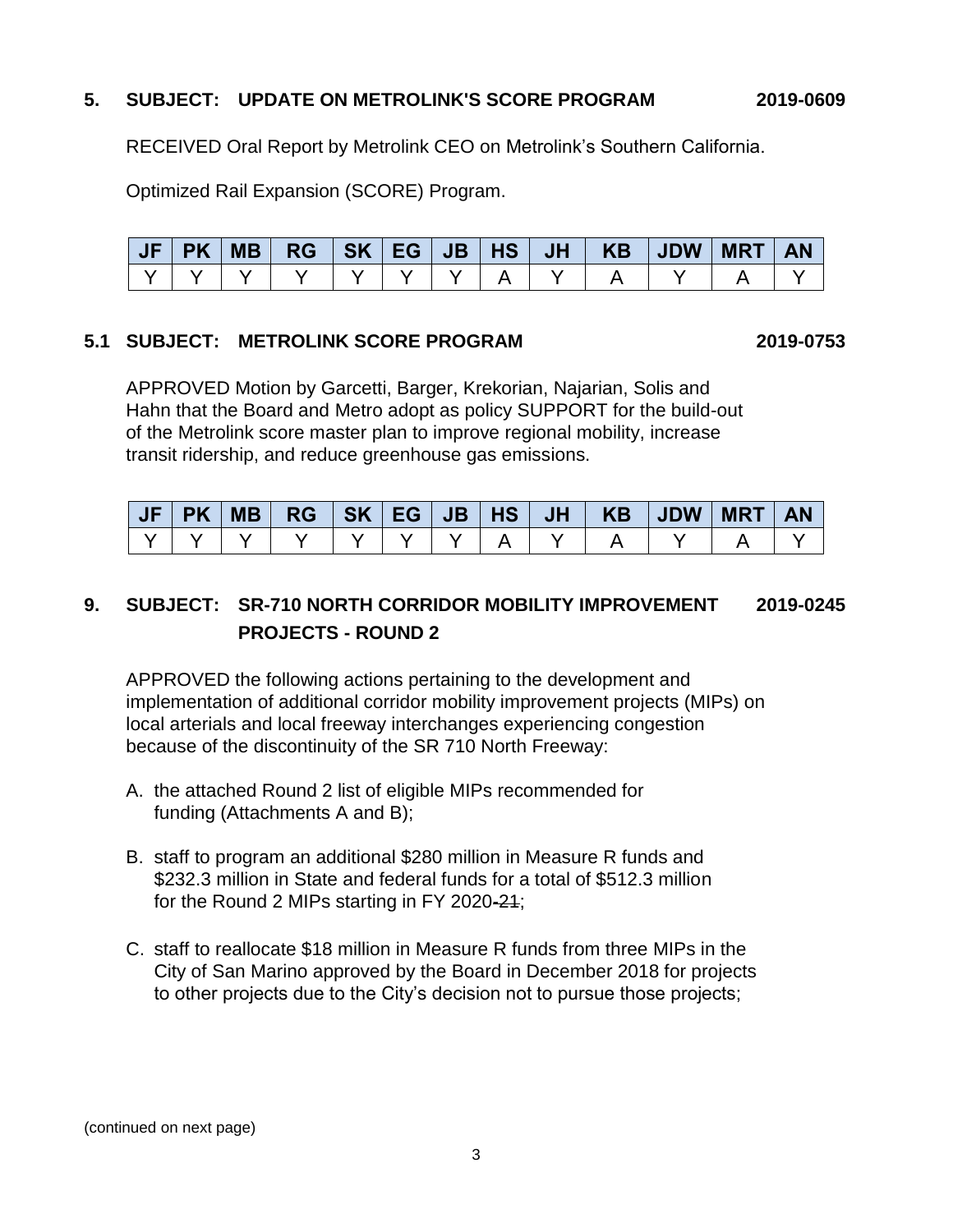**5. SUBJECT: UPDATE ON METROLINK'S SCORE PROGRAM 2019-0609**

RECEIVED Oral Report by Metrolink CEO on Metrolink's Southern California.

Optimized Rail Expansion (SCORE) Program.

| JF | PK | MB | RG | SK | EG | JB | HS | JH | KB | JDW | MRT | AN |
|---|---|---|---|---|---|---|---|---|---|---|---|---|
| Y | Y | Y | Y | Y | Y | Y | A | Y | A | Y | A | Y |

**5.1 SUBJECT: METROLINK SCORE PROGRAM 2019-0753**

APPROVED Motion by Garcetti, Barger, Krekorian, Najarian, Solis and Hahn that the Board and Metro adopt as policy SUPPORT for the build-out of the Metrolink score master plan to improve regional mobility, increase transit ridership, and reduce greenhouse gas emissions.

| JF | PK | MB | RG | SK | EG | JB | HS | JH | KB | JDW | MRT | AN |
|---|---|---|---|---|---|---|---|---|---|---|---|---|
| Y | Y | Y | Y | Y | Y | Y | A | Y | A | Y | A | Y |

**9. SUBJECT: SR-710 NORTH CORRIDOR MOBILITY IMPROVEMENT PROJECTS - ROUND 2 2019-0245**

APPROVED the following actions pertaining to the development and implementation of additional corridor mobility improvement projects (MIPs) on local arterials and local freeway interchanges experiencing congestion because of the discontinuity of the SR 710 North Freeway:

A. the attached Round 2 list of eligible MIPs recommended for funding (Attachments A and B);

B. staff to program an additional $280 million in Measure R funds and $232.3 million in State and federal funds for a total of $512.3 million for the Round 2 MIPs starting in FY 2020~~-21~~;

C. staff to reallocate $18 million in Measure R funds from three MIPs in the City of San Marino approved by the Board in December 2018 for projects to other projects due to the City's decision not to pursue those projects;

(continued on next page)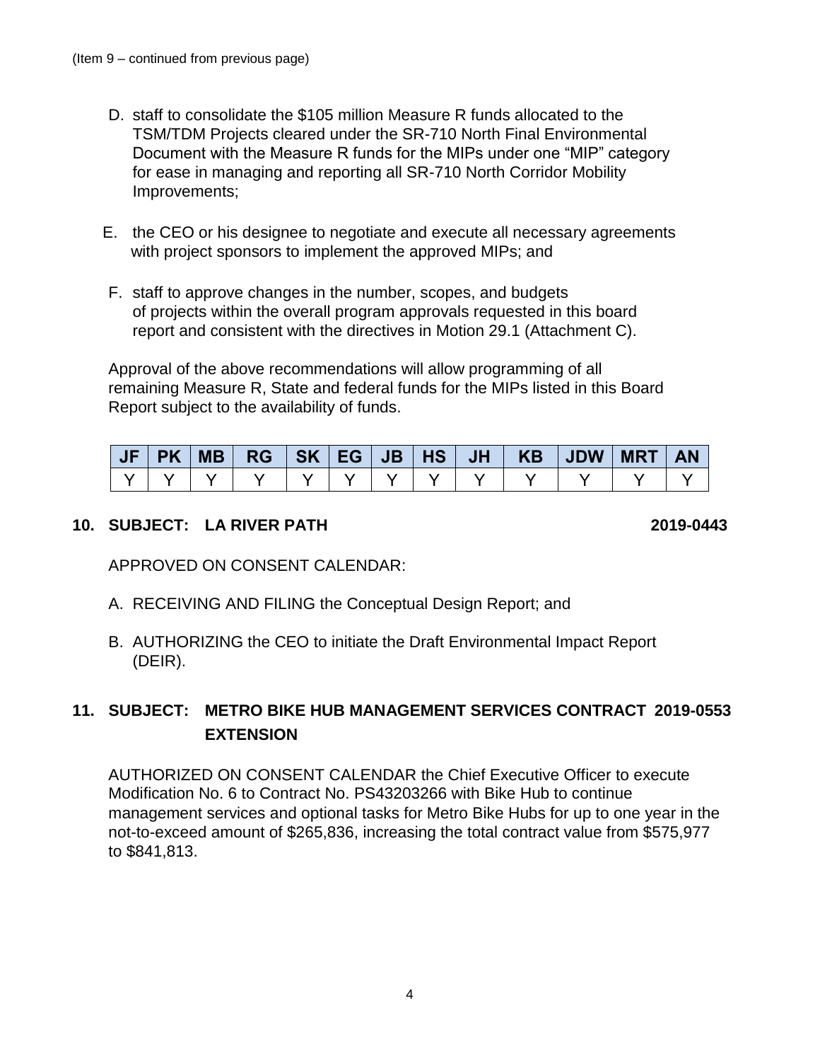(Item 9 – continued from previous page)

D. staff to consolidate the $105 million Measure R funds allocated to the TSM/TDM Projects cleared under the SR-710 North Final Environmental Document with the Measure R funds for the MIPs under one "MIP" category for ease in managing and reporting all SR-710 North Corridor Mobility Improvements;

E. the CEO or his designee to negotiate and execute all necessary agreements with project sponsors to implement the approved MIPs; and

F. staff to approve changes in the number, scopes, and budgets of projects within the overall program approvals requested in this board report and consistent with the directives in Motion 29.1 (Attachment C).

Approval of the above recommendations will allow programming of all remaining Measure R, State and federal funds for the MIPs listed in this Board Report subject to the availability of funds.

| JF | PK | MB | RG | SK | EG | JB | HS | JH | KB | JDW | MRT | AN |
|---|---|---|---|---|---|---|---|---|---|---|---|---|
| Y | Y | Y | Y | Y | Y | Y | Y | Y | Y | Y | Y | Y |

**10. SUBJECT: LA RIVER PATH 2019-0443**

APPROVED ON CONSENT CALENDAR:

A. RECEIVING AND FILING the Conceptual Design Report; and

B. AUTHORIZING the CEO to initiate the Draft Environmental Impact Report (DEIR).

**11. SUBJECT: METRO BIKE HUB MANAGEMENT SERVICES CONTRACT EXTENSION 2019-0553**

AUTHORIZED ON CONSENT CALENDAR the Chief Executive Officer to execute Modification No. 6 to Contract No. PS43203266 with Bike Hub to continue management services and optional tasks for Metro Bike Hubs for up to one year in the not-to-exceed amount of $265,836, increasing the total contract value from $575,977 to $841,813.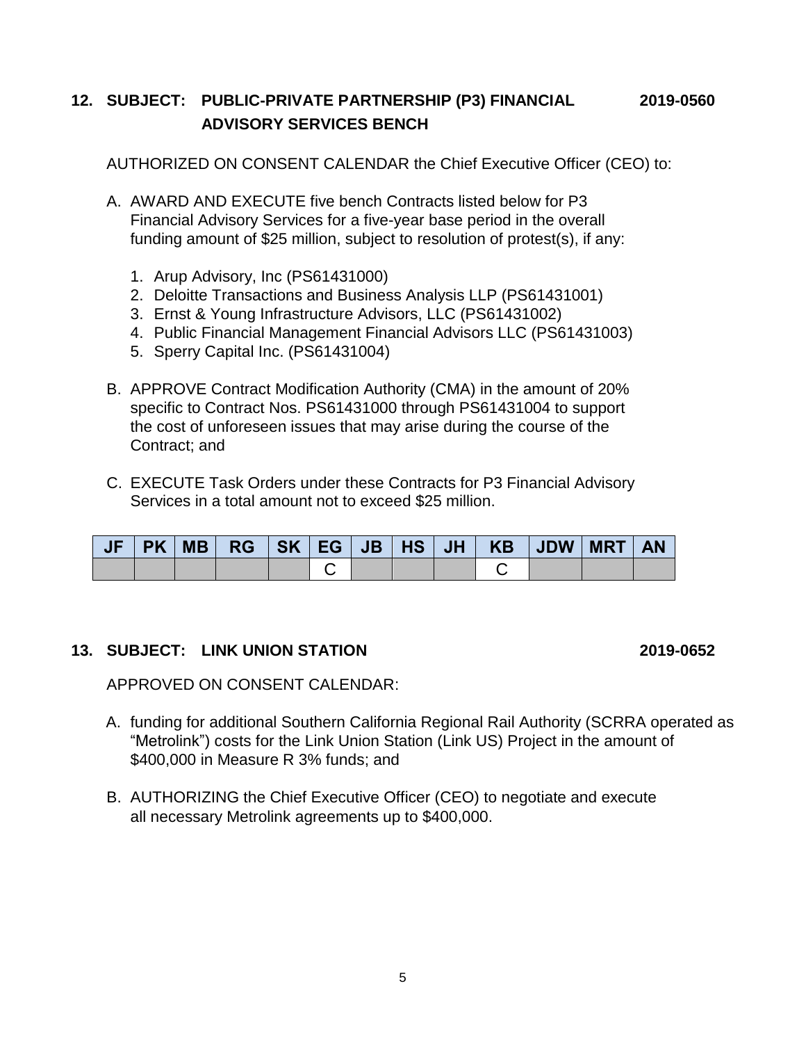## 12. SUBJECT: PUBLIC-PRIVATE PARTNERSHIP (P3) FINANCIAL ADVISORY SERVICES BENCH — 2019-0560

AUTHORIZED ON CONSENT CALENDAR the Chief Executive Officer (CEO) to:

A. AWARD AND EXECUTE five bench Contracts listed below for P3 Financial Advisory Services for a five-year base period in the overall funding amount of $25 million, subject to resolution of protest(s), if any:

   1. Arup Advisory, Inc (PS61431000)
   2. Deloitte Transactions and Business Analysis LLP (PS61431001)
   3. Ernst & Young Infrastructure Advisors, LLC (PS61431002)
   4. Public Financial Management Financial Advisors LLC (PS61431003)
   5. Sperry Capital Inc. (PS61431004)

B. APPROVE Contract Modification Authority (CMA) in the amount of 20% specific to Contract Nos. PS61431000 through PS61431004 to support the cost of unforeseen issues that may arise during the course of the Contract; and

C. EXECUTE Task Orders under these Contracts for P3 Financial Advisory Services in a total amount not to exceed $25 million.

| JF | PK | MB | RG | SK | EG | JB | HS | JH | KB | JDW | MRT | AN |
|---|---|---|---|---|---|---|---|---|---|---|---|---|
| | | | | | C | | | | C | | | |

## 13. SUBJECT: LINK UNION STATION — 2019-0652

APPROVED ON CONSENT CALENDAR:

A. funding for additional Southern California Regional Rail Authority (SCRRA operated as "Metrolink") costs for the Link Union Station (Link US) Project in the amount of $400,000 in Measure R 3% funds; and

B. AUTHORIZING the Chief Executive Officer (CEO) to negotiate and execute all necessary Metrolink agreements up to $400,000.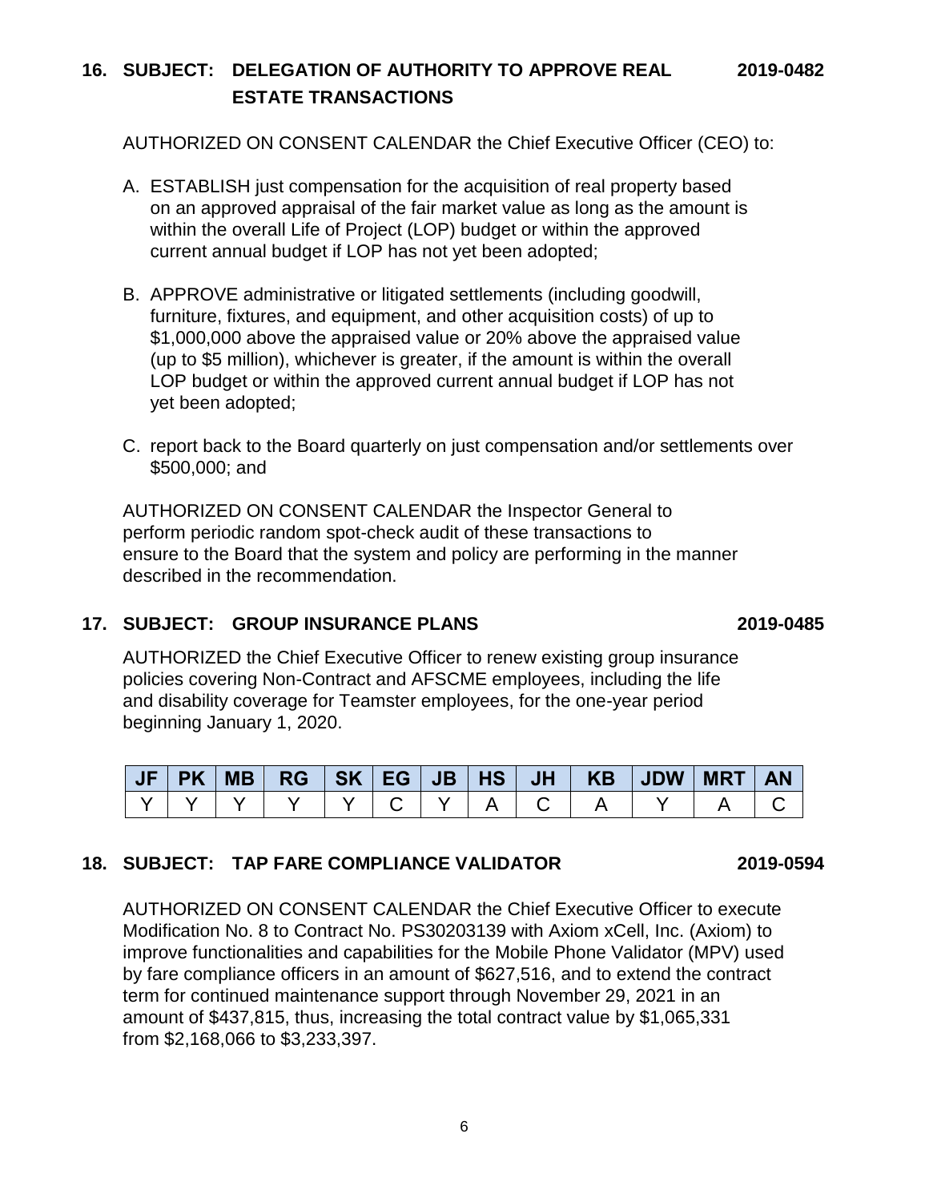### 16. SUBJECT: DELEGATION OF AUTHORITY TO APPROVE REAL ESTATE TRANSACTIONS 2019-0482

AUTHORIZED ON CONSENT CALENDAR the Chief Executive Officer (CEO) to:

A. ESTABLISH just compensation for the acquisition of real property based on an approved appraisal of the fair market value as long as the amount is within the overall Life of Project (LOP) budget or within the approved current annual budget if LOP has not yet been adopted;

B. APPROVE administrative or litigated settlements (including goodwill, furniture, fixtures, and equipment, and other acquisition costs) of up to $1,000,000 above the appraised value or 20% above the appraised value (up to $5 million), whichever is greater, if the amount is within the overall LOP budget or within the approved current annual budget if LOP has not yet been adopted;

C. report back to the Board quarterly on just compensation and/or settlements over $500,000; and

AUTHORIZED ON CONSENT CALENDAR the Inspector General to perform periodic random spot-check audit of these transactions to ensure to the Board that the system and policy are performing in the manner described in the recommendation.

### 17. SUBJECT: GROUP INSURANCE PLANS 2019-0485

AUTHORIZED the Chief Executive Officer to renew existing group insurance policies covering Non-Contract and AFSCME employees, including the life and disability coverage for Teamster employees, for the one-year period beginning January 1, 2020.

| JF | PK | MB | RG | SK | EG | JB | HS | JH | KB | JDW | MRT | AN |
|---|---|---|---|---|---|---|---|---|---|---|---|---|
| Y | Y | Y | Y | Y | C | Y | A | C | A | Y | A | C |

### 18. SUBJECT: TAP FARE COMPLIANCE VALIDATOR 2019-0594

AUTHORIZED ON CONSENT CALENDAR the Chief Executive Officer to execute Modification No. 8 to Contract No. PS30203139 with Axiom xCell, Inc. (Axiom) to improve functionalities and capabilities for the Mobile Phone Validator (MPV) used by fare compliance officers in an amount of $627,516, and to extend the contract term for continued maintenance support through November 29, 2021 in an amount of $437,815, thus, increasing the total contract value by $1,065,331 from $2,168,066 to $3,233,397.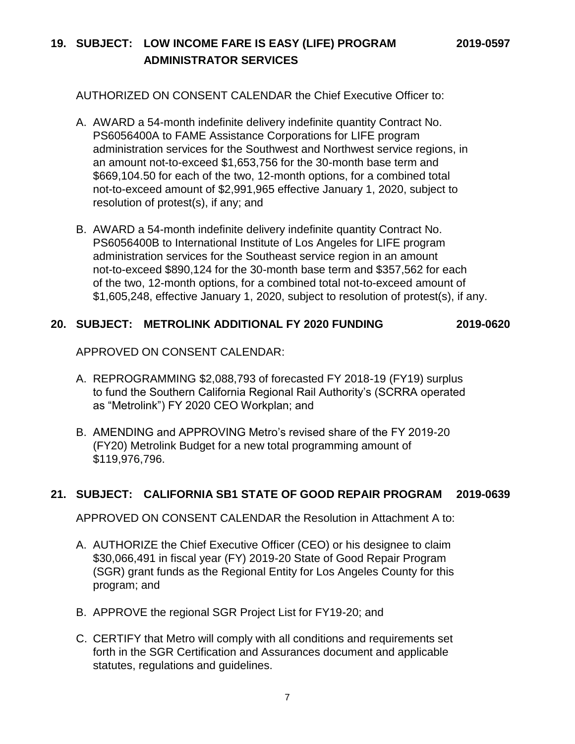## 19. SUBJECT: LOW INCOME FARE IS EASY (LIFE) PROGRAM ADMINISTRATOR SERVICES 2019-0597

AUTHORIZED ON CONSENT CALENDAR the Chief Executive Officer to:

A. AWARD a 54-month indefinite delivery indefinite quantity Contract No. PS6056400A to FAME Assistance Corporations for LIFE program administration services for the Southwest and Northwest service regions, in an amount not-to-exceed $1,653,756 for the 30-month base term and $669,104.50 for each of the two, 12-month options, for a combined total not-to-exceed amount of $2,991,965 effective January 1, 2020, subject to resolution of protest(s), if any; and

B. AWARD a 54-month indefinite delivery indefinite quantity Contract No. PS6056400B to International Institute of Los Angeles for LIFE program administration services for the Southeast service region in an amount not-to-exceed $890,124 for the 30-month base term and $357,562 for each of the two, 12-month options, for a combined total not-to-exceed amount of $1,605,248, effective January 1, 2020, subject to resolution of protest(s), if any.

## 20. SUBJECT: METROLINK ADDITIONAL FY 2020 FUNDING 2019-0620

APPROVED ON CONSENT CALENDAR:

A. REPROGRAMMING $2,088,793 of forecasted FY 2018-19 (FY19) surplus to fund the Southern California Regional Rail Authority's (SCRRA operated as "Metrolink") FY 2020 CEO Workplan; and

B. AMENDING and APPROVING Metro's revised share of the FY 2019-20 (FY20) Metrolink Budget for a new total programming amount of $119,976,796.

## 21. SUBJECT: CALIFORNIA SB1 STATE OF GOOD REPAIR PROGRAM 2019-0639

APPROVED ON CONSENT CALENDAR the Resolution in Attachment A to:

A. AUTHORIZE the Chief Executive Officer (CEO) or his designee to claim $30,066,491 in fiscal year (FY) 2019-20 State of Good Repair Program (SGR) grant funds as the Regional Entity for Los Angeles County for this program; and

B. APPROVE the regional SGR Project List for FY19-20; and

C. CERTIFY that Metro will comply with all conditions and requirements set forth in the SGR Certification and Assurances document and applicable statutes, regulations and guidelines.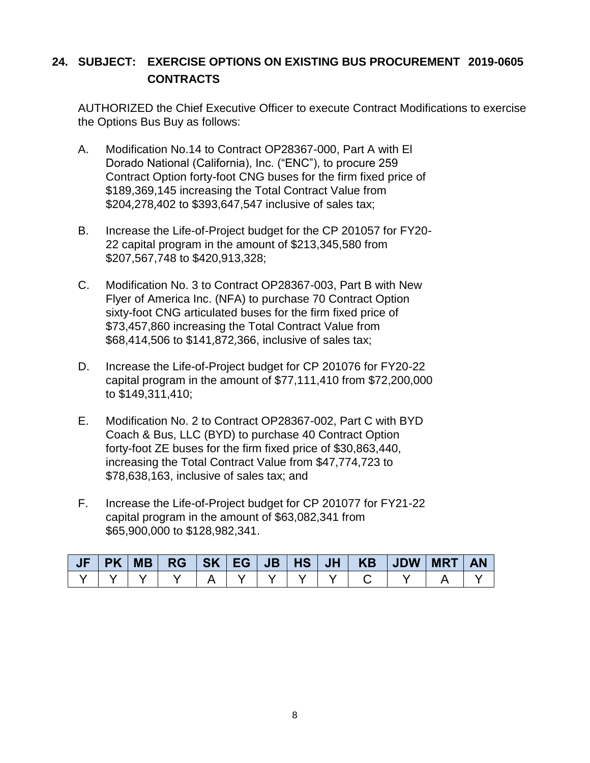## 24. SUBJECT: EXERCISE OPTIONS ON EXISTING BUS PROCUREMENT CONTRACTS 2019-0605

AUTHORIZED the Chief Executive Officer to execute Contract Modifications to exercise the Options Bus Buy as follows:

A. Modification No.14 to Contract OP28367-000, Part A with El Dorado National (California), Inc. ("ENC"), to procure 259 Contract Option forty-foot CNG buses for the firm fixed price of $189,369,145 increasing the Total Contract Value from $204,278,402 to $393,647,547 inclusive of sales tax;

B. Increase the Life-of-Project budget for the CP 201057 for FY20-22 capital program in the amount of $213,345,580 from $207,567,748 to $420,913,328;

C. Modification No. 3 to Contract OP28367-003, Part B with New Flyer of America Inc. (NFA) to purchase 70 Contract Option sixty-foot CNG articulated buses for the firm fixed price of $73,457,860 increasing the Total Contract Value from $68,414,506 to $141,872,366, inclusive of sales tax;

D. Increase the Life-of-Project budget for CP 201076 for FY20-22 capital program in the amount of $77,111,410 from $72,200,000 to $149,311,410;

E. Modification No. 2 to Contract OP28367-002, Part C with BYD Coach & Bus, LLC (BYD) to purchase 40 Contract Option forty-foot ZE buses for the firm fixed price of $30,863,440, increasing the Total Contract Value from $47,774,723 to $78,638,163, inclusive of sales tax; and

F. Increase the Life-of-Project budget for CP 201077 for FY21-22 capital program in the amount of $63,082,341 from $65,900,000 to $128,982,341.

| JF | PK | MB | RG | SK | EG | JB | HS | JH | KB | JDW | MRT | AN |
|---|---|---|---|---|---|---|---|---|---|---|---|---|
| Y | Y | Y | Y | A | Y | Y | Y | Y | C | Y | A | Y |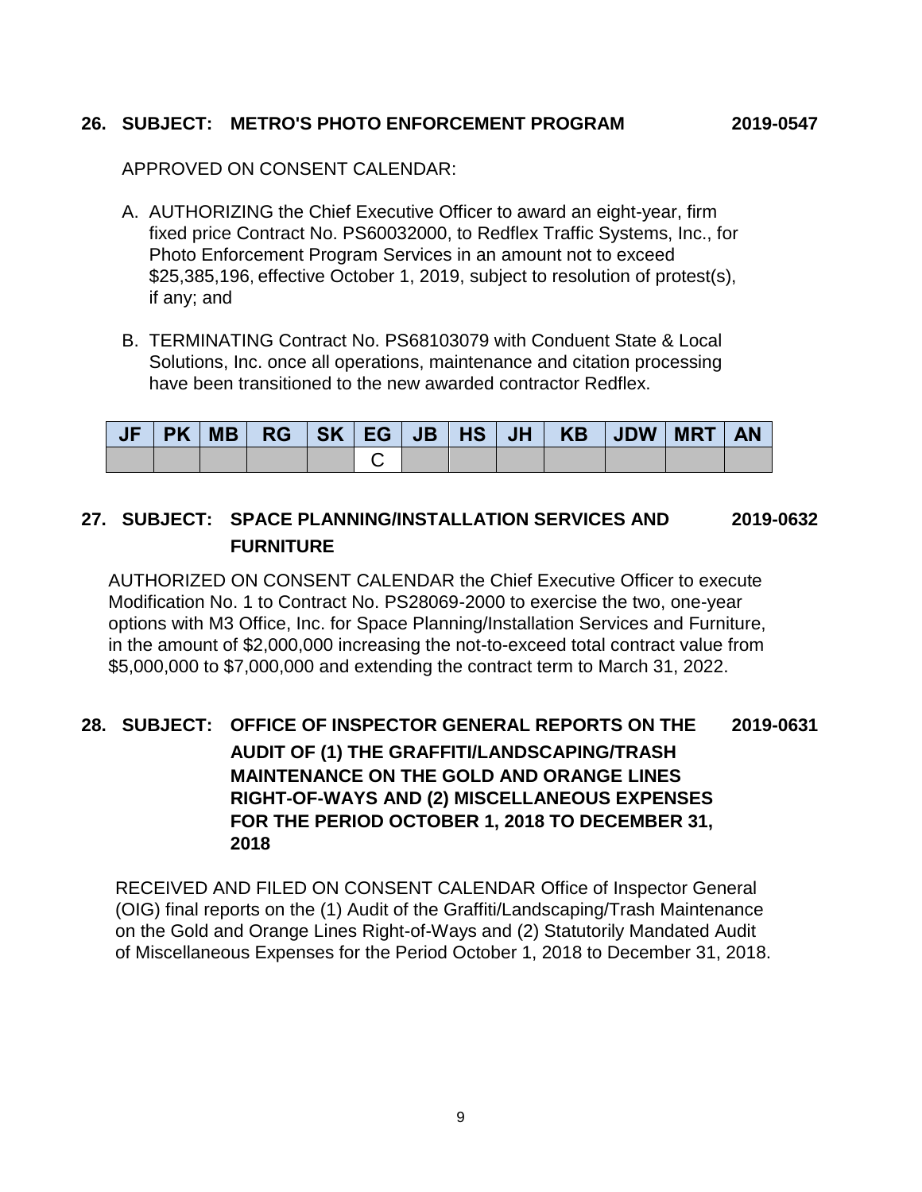**26. SUBJECT: METRO'S PHOTO ENFORCEMENT PROGRAM 2019-0547**

APPROVED ON CONSENT CALENDAR:

A. AUTHORIZING the Chief Executive Officer to award an eight-year, firm fixed price Contract No. PS60032000, to Redflex Traffic Systems, Inc., for Photo Enforcement Program Services in an amount not to exceed $25,385,196, effective October 1, 2019, subject to resolution of protest(s), if any; and

B. TERMINATING Contract No. PS68103079 with Conduent State & Local Solutions, Inc. once all operations, maintenance and citation processing have been transitioned to the new awarded contractor Redflex.

| JF | PK | MB | RG | SK | EG | JB | HS | JH | KB | JDW | MRT | AN |
|---|---|---|---|---|---|---|---|---|---|---|---|---|
| | | | | | C | | | | | | | |

**27. SUBJECT: SPACE PLANNING/INSTALLATION SERVICES AND FURNITURE 2019-0632**

AUTHORIZED ON CONSENT CALENDAR the Chief Executive Officer to execute Modification No. 1 to Contract No. PS28069-2000 to exercise the two, one-year options with M3 Office, Inc. for Space Planning/Installation Services and Furniture, in the amount of $2,000,000 increasing the not-to-exceed total contract value from $5,000,000 to $7,000,000 and extending the contract term to March 31, 2022.

**28. SUBJECT: OFFICE OF INSPECTOR GENERAL REPORTS ON THE AUDIT OF (1) THE GRAFFITI/LANDSCAPING/TRASH MAINTENANCE ON THE GOLD AND ORANGE LINES RIGHT-OF-WAYS AND (2) MISCELLANEOUS EXPENSES FOR THE PERIOD OCTOBER 1, 2018 TO DECEMBER 31, 2018 2019-0631**

RECEIVED AND FILED ON CONSENT CALENDAR Office of Inspector General (OIG) final reports on the (1) Audit of the Graffiti/Landscaping/Trash Maintenance on the Gold and Orange Lines Right-of-Ways and (2) Statutorily Mandated Audit of Miscellaneous Expenses for the Period October 1, 2018 to December 31, 2018.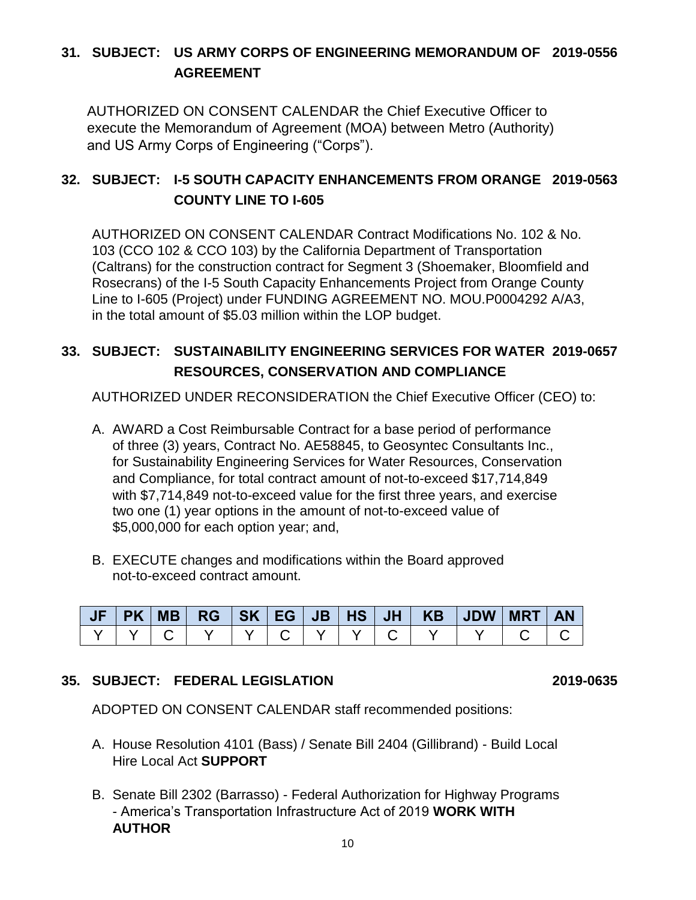## 31. SUBJECT: US ARMY CORPS OF ENGINEERING MEMORANDUM OF AGREEMENT 2019-0556

AUTHORIZED ON CONSENT CALENDAR the Chief Executive Officer to execute the Memorandum of Agreement (MOA) between Metro (Authority) and US Army Corps of Engineering ("Corps").

## 32. SUBJECT: I-5 SOUTH CAPACITY ENHANCEMENTS FROM ORANGE COUNTY LINE TO I-605 2019-0563

AUTHORIZED ON CONSENT CALENDAR Contract Modifications No. 102 & No. 103 (CCO 102 & CCO 103) by the California Department of Transportation (Caltrans) for the construction contract for Segment 3 (Shoemaker, Bloomfield and Rosecrans) of the I-5 South Capacity Enhancements Project from Orange County Line to I-605 (Project) under FUNDING AGREEMENT NO. MOU.P0004292 A/A3, in the total amount of $5.03 million within the LOP budget.

## 33. SUBJECT: SUSTAINABILITY ENGINEERING SERVICES FOR WATER RESOURCES, CONSERVATION AND COMPLIANCE 2019-0657

AUTHORIZED UNDER RECONSIDERATION the Chief Executive Officer (CEO) to:

A. AWARD a Cost Reimbursable Contract for a base period of performance of three (3) years, Contract No. AE58845, to Geosyntec Consultants Inc., for Sustainability Engineering Services for Water Resources, Conservation and Compliance, for total contract amount of not-to-exceed $17,714,849 with $7,714,849 not-to-exceed value for the first three years, and exercise two one (1) year options in the amount of not-to-exceed value of $5,000,000 for each option year; and,

B. EXECUTE changes and modifications within the Board approved not-to-exceed contract amount.

| JF | PK | MB | RG | SK | EG | JB | HS | JH | KB | JDW | MRT | AN |
|---|---|---|---|---|---|---|---|---|---|---|---|---|
| Y | Y | C | Y | Y | C | Y | Y | C | Y | Y | C | C |

## 35. SUBJECT: FEDERAL LEGISLATION 2019-0635

ADOPTED ON CONSENT CALENDAR staff recommended positions:

A. House Resolution 4101 (Bass) / Senate Bill 2404 (Gillibrand) - Build Local Hire Local Act **SUPPORT**

B. Senate Bill 2302 (Barrasso) - Federal Authorization for Highway Programs - America's Transportation Infrastructure Act of 2019 **WORK WITH AUTHOR**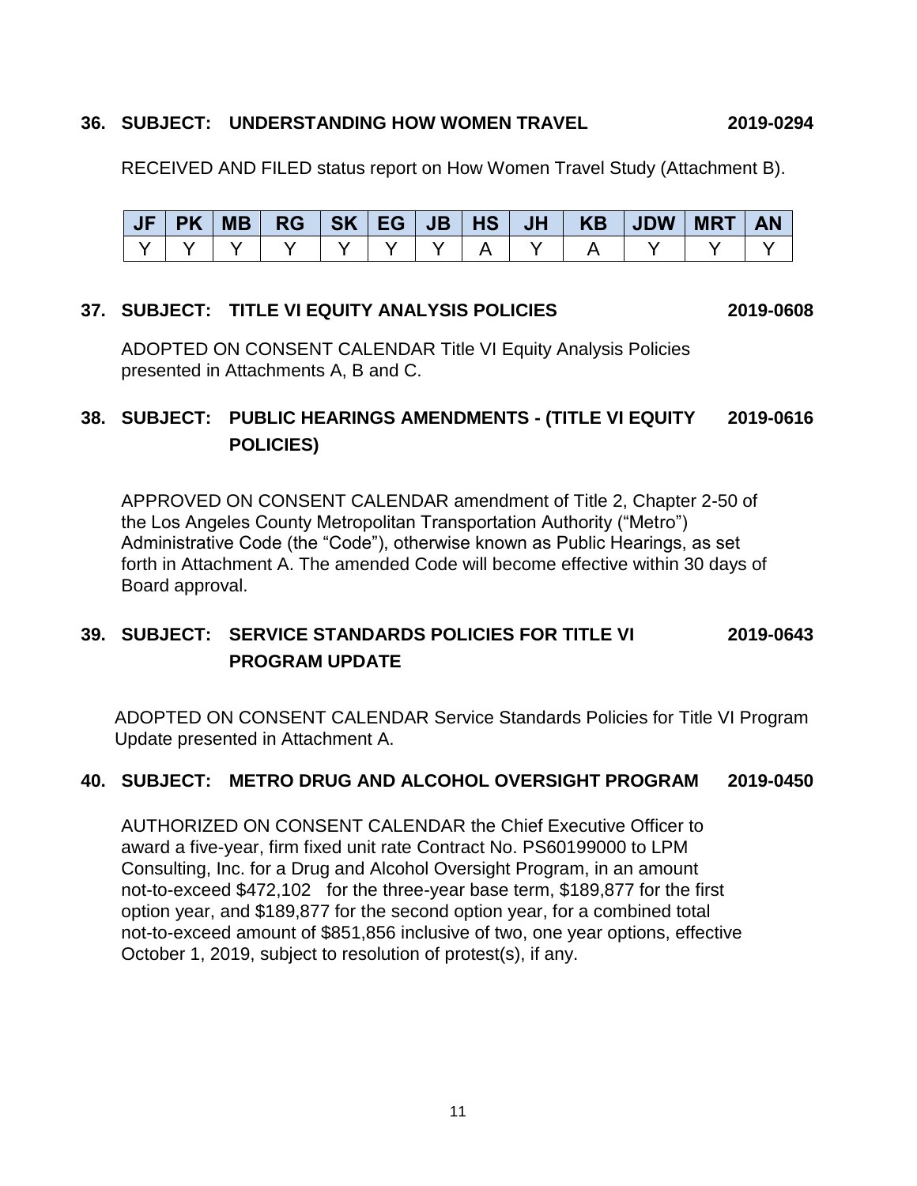**36. SUBJECT: UNDERSTANDING HOW WOMEN TRAVEL 2019-0294**

RECEIVED AND FILED status report on How Women Travel Study (Attachment B).

| JF | PK | MB | RG | SK | EG | JB | HS | JH | KB | JDW | MRT | AN |
|---|---|---|---|---|---|---|---|---|---|---|---|---|
| Y | Y | Y | Y | Y | Y | Y | A | Y | A | Y | Y | Y |

**37. SUBJECT: TITLE VI EQUITY ANALYSIS POLICIES 2019-0608**

ADOPTED ON CONSENT CALENDAR Title VI Equity Analysis Policies presented in Attachments A, B and C.

**38. SUBJECT: PUBLIC HEARINGS AMENDMENTS - (TITLE VI EQUITY POLICIES) 2019-0616**

APPROVED ON CONSENT CALENDAR amendment of Title 2, Chapter 2-50 of the Los Angeles County Metropolitan Transportation Authority ("Metro") Administrative Code (the "Code"), otherwise known as Public Hearings, as set forth in Attachment A. The amended Code will become effective within 30 days of Board approval.

**39. SUBJECT: SERVICE STANDARDS POLICIES FOR TITLE VI PROGRAM UPDATE 2019-0643**

ADOPTED ON CONSENT CALENDAR Service Standards Policies for Title VI Program Update presented in Attachment A.

**40. SUBJECT: METRO DRUG AND ALCOHOL OVERSIGHT PROGRAM 2019-0450**

AUTHORIZED ON CONSENT CALENDAR the Chief Executive Officer to award a five-year, firm fixed unit rate Contract No. PS60199000 to LPM Consulting, Inc. for a Drug and Alcohol Oversight Program, in an amount not-to-exceed $472,102 for the three-year base term, $189,877 for the first option year, and $189,877 for the second option year, for a combined total not-to-exceed amount of $851,856 inclusive of two, one year options, effective October 1, 2019, subject to resolution of protest(s), if any.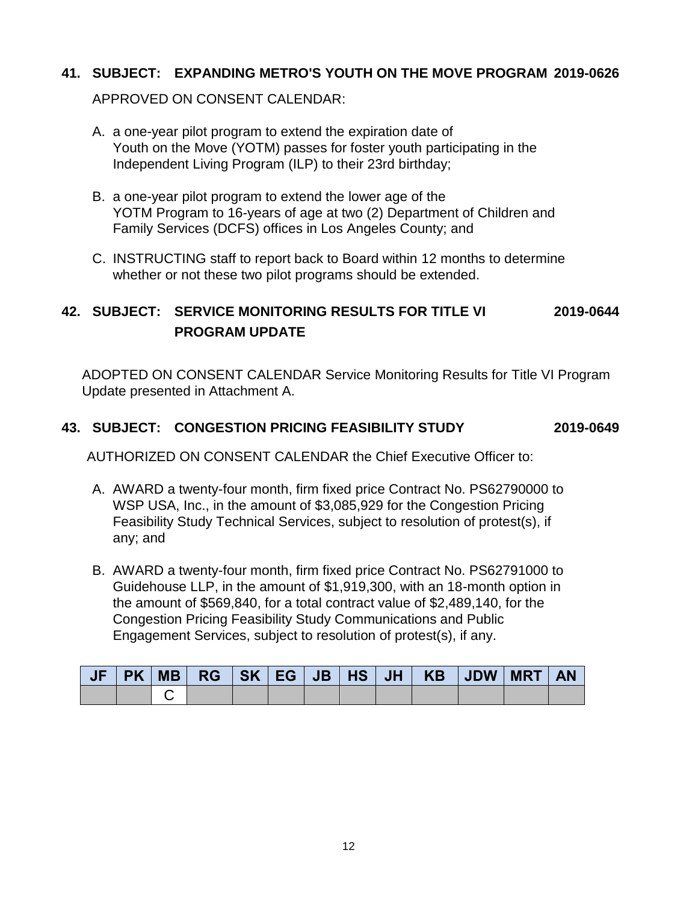**41. SUBJECT: EXPANDING METRO'S YOUTH ON THE MOVE PROGRAM 2019-0626**

APPROVED ON CONSENT CALENDAR:

A. a one-year pilot program to extend the expiration date of Youth on the Move (YOTM) passes for foster youth participating in the Independent Living Program (ILP) to their 23rd birthday;

B. a one-year pilot program to extend the lower age of the YOTM Program to 16-years of age at two (2) Department of Children and Family Services (DCFS) offices in Los Angeles County; and

C. INSTRUCTING staff to report back to Board within 12 months to determine whether or not these two pilot programs should be extended.

**42. SUBJECT: SERVICE MONITORING RESULTS FOR TITLE VI PROGRAM UPDATE 2019-0644**

ADOPTED ON CONSENT CALENDAR Service Monitoring Results for Title VI Program Update presented in Attachment A.

**43. SUBJECT: CONGESTION PRICING FEASIBILITY STUDY 2019-0649**

AUTHORIZED ON CONSENT CALENDAR the Chief Executive Officer to:

A. AWARD a twenty-four month, firm fixed price Contract No. PS62790000 to WSP USA, Inc., in the amount of $3,085,929 for the Congestion Pricing Feasibility Study Technical Services, subject to resolution of protest(s), if any; and

B. AWARD a twenty-four month, firm fixed price Contract No. PS62791000 to Guidehouse LLP, in the amount of $1,919,300, with an 18-month option in the amount of $569,840, for a total contract value of $2,489,140, for the Congestion Pricing Feasibility Study Communications and Public Engagement Services, subject to resolution of protest(s), if any.

| JF | PK | MB | RG | SK | EG | JB | HS | JH | KB | JDW | MRT | AN |
|---|---|---|---|---|---|---|---|---|---|---|---|---|
| | | C | | | | | | | | | | |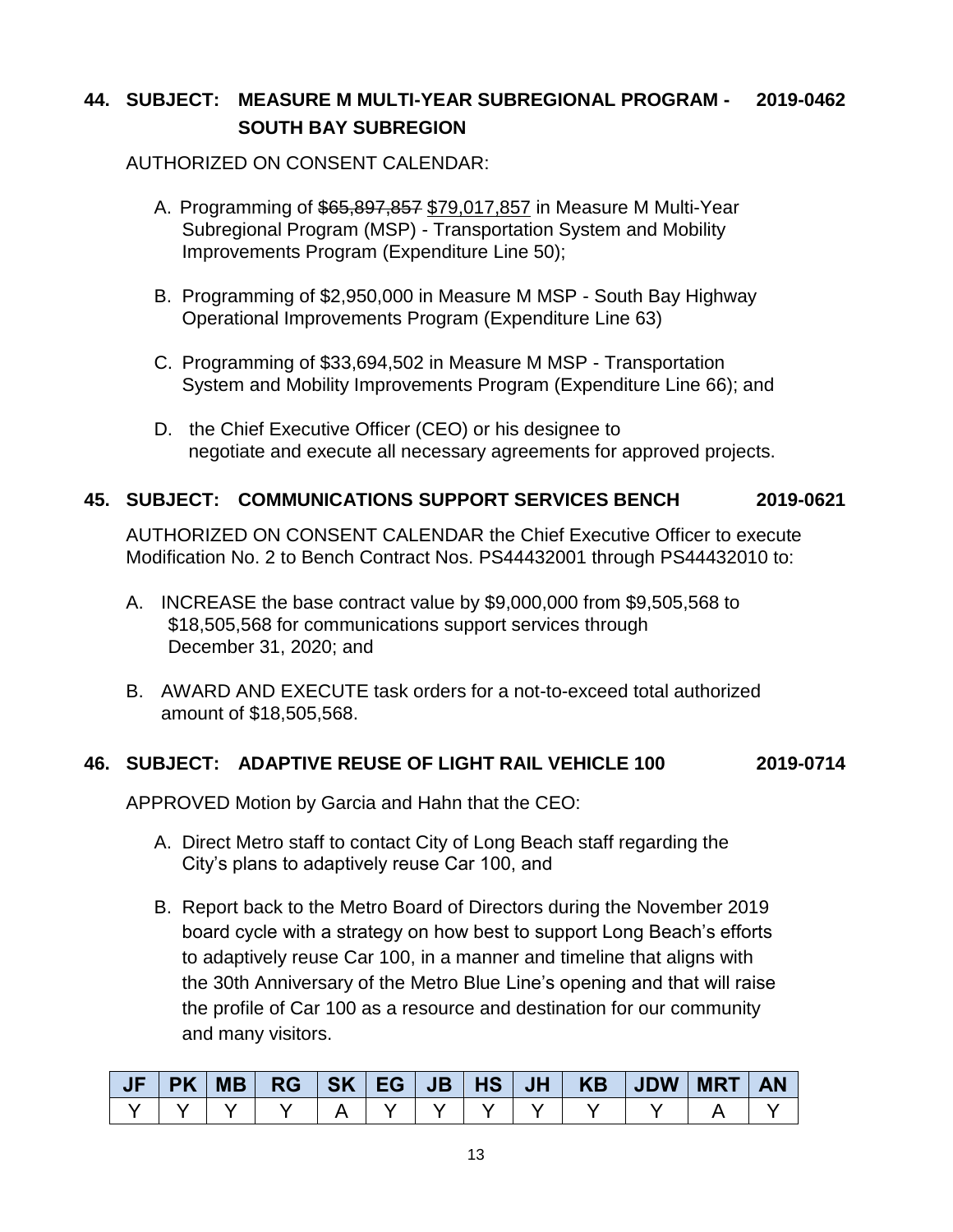**44. SUBJECT: MEASURE M MULTI-YEAR SUBREGIONAL PROGRAM - SOUTH BAY SUBREGION** **2019-0462**

AUTHORIZED ON CONSENT CALENDAR:

A. Programming of ~~$65,897,857~~ <u>$79,017,857</u> in Measure M Multi-Year Subregional Program (MSP) - Transportation System and Mobility Improvements Program (Expenditure Line 50);

B. Programming of $2,950,000 in Measure M MSP - South Bay Highway Operational Improvements Program (Expenditure Line 63)

C. Programming of $33,694,502 in Measure M MSP - Transportation System and Mobility Improvements Program (Expenditure Line 66); and

D. the Chief Executive Officer (CEO) or his designee to negotiate and execute all necessary agreements for approved projects.

**45. SUBJECT: COMMUNICATIONS SUPPORT SERVICES BENCH** **2019-0621**

AUTHORIZED ON CONSENT CALENDAR the Chief Executive Officer to execute Modification No. 2 to Bench Contract Nos. PS44432001 through PS44432010 to:

A. INCREASE the base contract value by $9,000,000 from $9,505,568 to $18,505,568 for communications support services through December 31, 2020; and

B. AWARD AND EXECUTE task orders for a not-to-exceed total authorized amount of $18,505,568.

**46. SUBJECT: ADAPTIVE REUSE OF LIGHT RAIL VEHICLE 100** **2019-0714**

APPROVED Motion by Garcia and Hahn that the CEO:

A. Direct Metro staff to contact City of Long Beach staff regarding the City's plans to adaptively reuse Car 100, and

B. Report back to the Metro Board of Directors during the November 2019 board cycle with a strategy on how best to support Long Beach's efforts to adaptively reuse Car 100, in a manner and timeline that aligns with the 30th Anniversary of the Metro Blue Line's opening and that will raise the profile of Car 100 as a resource and destination for our community and many visitors.

| JF | PK | MB | RG | SK | EG | JB | HS | JH | KB | JDW | MRT | AN |
|---|---|---|---|---|---|---|---|---|---|---|---|---|
| Y | Y | Y | Y | A | Y | Y | Y | Y | Y | Y | A | Y |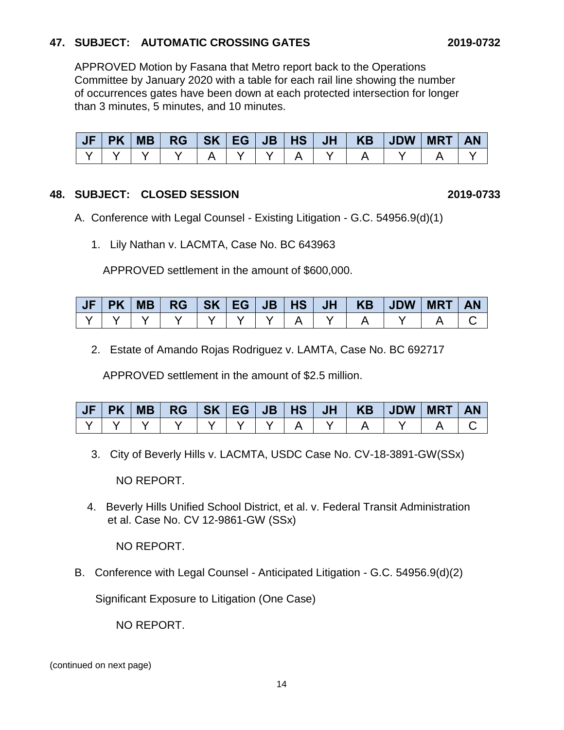## 47. SUBJECT: AUTOMATIC CROSSING GATES 2019-0732

APPROVED Motion by Fasana that Metro report back to the Operations Committee by January 2020 with a table for each rail line showing the number of occurrences gates have been down at each protected intersection for longer than 3 minutes, 5 minutes, and 10 minutes.

| JF | PK | MB | RG | SK | EG | JB | HS | JH | KB | JDW | MRT | AN |
|---|---|---|---|---|---|---|---|---|---|---|---|---|
| Y | Y | Y | Y | A | Y | Y | A | Y | A | Y | A | Y |

## 48. SUBJECT: CLOSED SESSION 2019-0733

A. Conference with Legal Counsel - Existing Litigation - G.C. 54956.9(d)(1)

1. Lily Nathan v. LACMTA, Case No. BC 643963

APPROVED settlement in the amount of $600,000.

| JF | PK | MB | RG | SK | EG | JB | HS | JH | KB | JDW | MRT | AN |
|---|---|---|---|---|---|---|---|---|---|---|---|---|
| Y | Y | Y | Y | Y | Y | Y | A | Y | A | Y | A | C |

2. Estate of Amando Rojas Rodriguez v. LAMTA, Case No. BC 692717

APPROVED settlement in the amount of $2.5 million.

| JF | PK | MB | RG | SK | EG | JB | HS | JH | KB | JDW | MRT | AN |
|---|---|---|---|---|---|---|---|---|---|---|---|---|
| Y | Y | Y | Y | Y | Y | Y | A | Y | A | Y | A | C |

3. City of Beverly Hills v. LACMTA, USDC Case No. CV-18-3891-GW(SSx)

NO REPORT.

4. Beverly Hills Unified School District, et al. v. Federal Transit Administration et al. Case No. CV 12-9861-GW (SSx)

NO REPORT.

B. Conference with Legal Counsel - Anticipated Litigation - G.C. 54956.9(d)(2)

Significant Exposure to Litigation (One Case)

NO REPORT.

(continued on next page)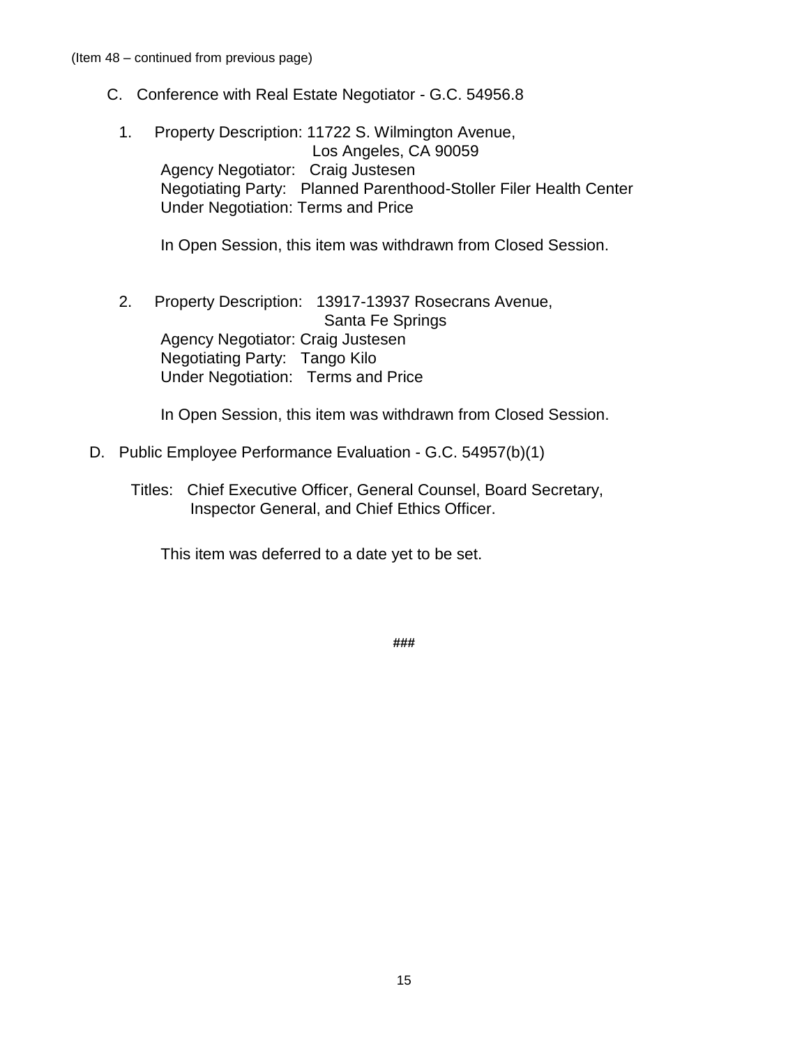(Item 48 – continued from previous page)

C. Conference with Real Estate Negotiator - G.C. 54956.8

1. Property Description: 11722 S. Wilmington Avenue,
   Los Angeles, CA 90059
   Agency Negotiator: Craig Justesen
   Negotiating Party: Planned Parenthood-Stoller Filer Health Center
   Under Negotiation: Terms and Price

   In Open Session, this item was withdrawn from Closed Session.

2. Property Description: 13917-13937 Rosecrans Avenue,
   Santa Fe Springs
   Agency Negotiator: Craig Justesen
   Negotiating Party: Tango Kilo
   Under Negotiation: Terms and Price

   In Open Session, this item was withdrawn from Closed Session.

D. Public Employee Performance Evaluation - G.C. 54957(b)(1)

   Titles: Chief Executive Officer, General Counsel, Board Secretary, Inspector General, and Chief Ethics Officer.

   This item was deferred to a date yet to be set.

###